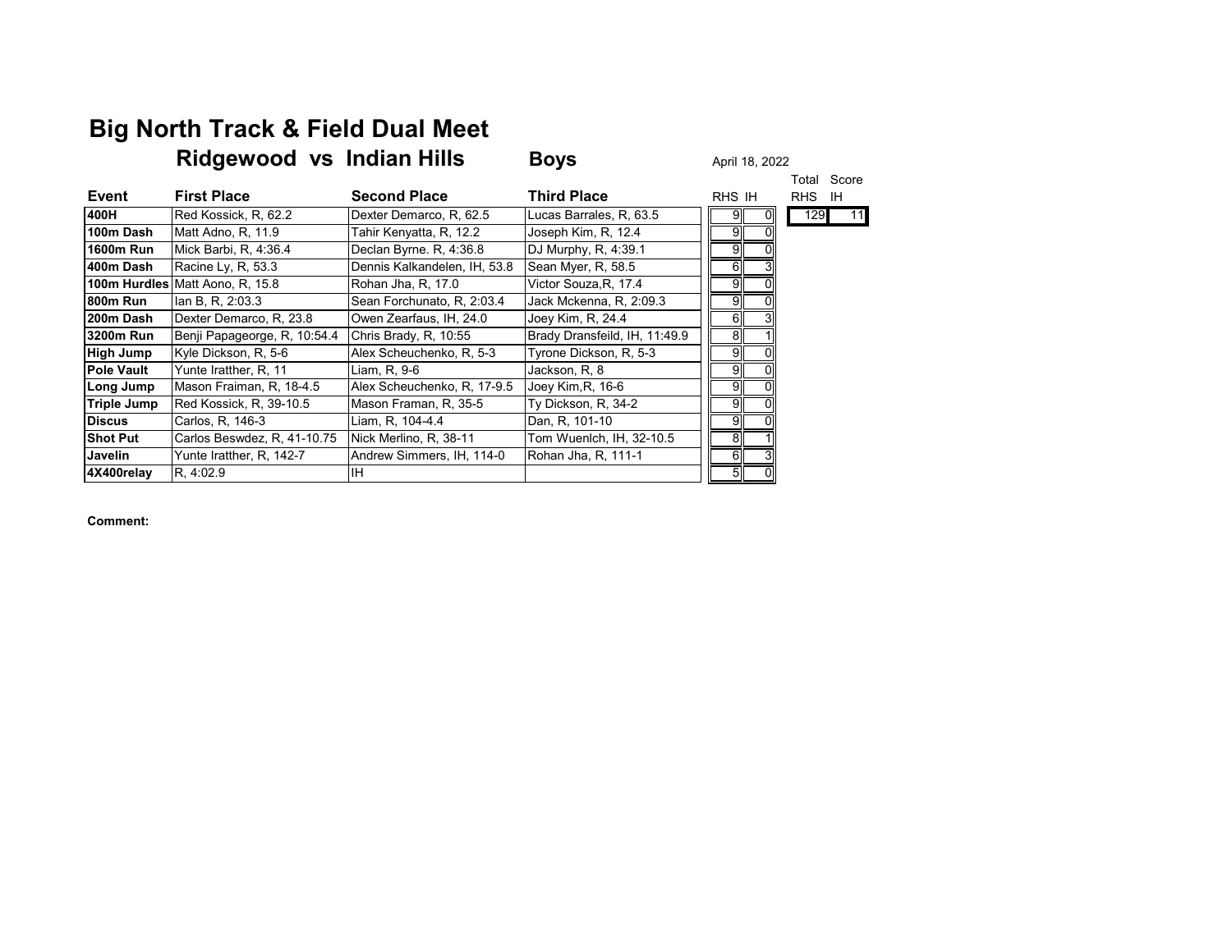# Big North Track & Field Dual Meet

## Ridgewood vs Indian Hills Boys

April 18, 2022

| Event | First Place | Second Place | Third Place | RHS | IH |
|---|---|---|---|---|---|
| 400H | Red Kossick, R, 62.2 | Dexter Demarco, R, 62.5 | Lucas Barrales, R, 63.5 | 9 | 0 |
| 100m Dash | Matt Adno, R, 11.9 | Tahir Kenyatta, R, 12.2 | Joseph Kim, R, 12.4 | 9 | 0 |
| 1600m Run | Mick Barbi, R, 4:36.4 | Declan Byrne. R, 4:36.8 | DJ Murphy, R, 4:39.1 | 9 | 0 |
| 400m Dash | Racine Ly, R, 53.3 | Dennis Kalkandelen, IH, 53.8 | Sean Myer, R, 58.5 | 6 | 3 |
| 100m Hurdles | Matt Aono, R, 15.8 | Rohan Jha, R, 17.0 | Victor Souza,R, 17.4 | 9 | 0 |
| 800m Run | Ian B, R, 2:03.3 | Sean Forchunato, R, 2:03.4 | Jack Mckenna, R, 2:09.3 | 9 | 0 |
| 200m Dash | Dexter Demarco, R, 23.8 | Owen Zearfaus, IH, 24.0 | Joey Kim, R, 24.4 | 6 | 3 |
| 3200m Run | Benji Papageorge, R, 10:54.4 | Chris Brady, R, 10:55 | Brady Dransfeild, IH, 11:49.9 | 8 | 1 |
| High Jump | Kyle Dickson, R, 5-6 | Alex Scheuchenko, R, 5-3 | Tyrone Dickson, R, 5-3 | 9 | 0 |
| Pole Vault | Yunte Iratther, R, 11 | Liam, R, 9-6 | Jackson, R, 8 | 9 | 0 |
| Long Jump | Mason Fraiman, R, 18-4.5 | Alex Scheuchenko, R, 17-9.5 | Joey Kim,R, 16-6 | 9 | 0 |
| Triple Jump | Red Kossick, R, 39-10.5 | Mason Framan, R, 35-5 | Ty Dickson, R, 34-2 | 9 | 0 |
| Discus | Carlos, R, 146-3 | Liam, R, 104-4.4 | Dan, R, 101-10 | 9 | 0 |
| Shot Put | Carlos Beswdez, R, 41-10.75 | Nick Merlino, R, 38-11 | Tom Wuenlch, IH, 32-10.5 | 8 | 1 |
| Javelin | Yunte Iratther, R, 142-7 | Andrew Simmers, IH, 114-0 | Rohan Jha, R, 111-1 | 6 | 3 |
| 4X400relay | R, 4:02.9 | IH | | 5 | 0 |

| Total Score RHS | Total Score IH |
|---|---|
| 129 | 11 |

**Comment:**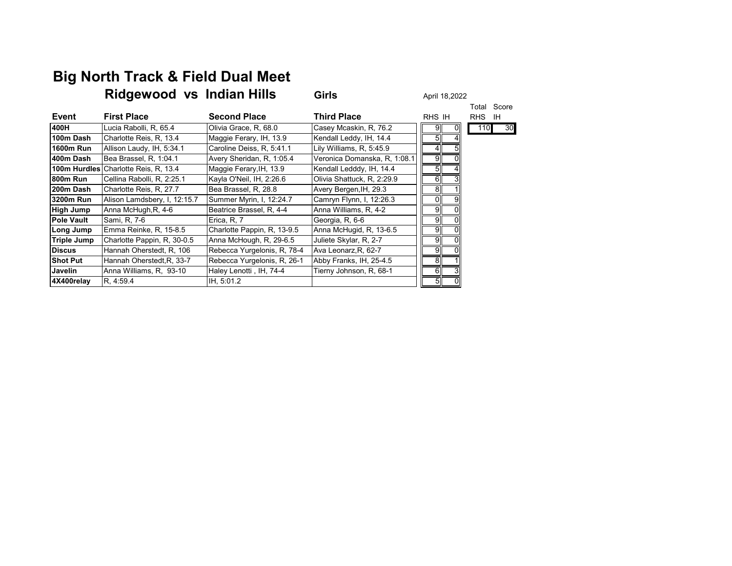# Big North Track & Field Dual Meet

## Ridgewood vs Indian Hills

**Girls**

April 18,2022

| Event | First Place | Second Place | Third Place | RHS | IH |
|---|---|---|---|---|---|
| **400H** | Lucia Rabolli, R, 65.4 | Olivia Grace, R, 68.0 | Casey Mcaskin, R, 76.2 | 9 | 0 |
| **100m Dash** | Charlotte Reis, R, 13.4 | Maggie Ferary, IH, 13.9 | Kendall Leddy, IH, 14.4 | 5 | 4 |
| **1600m Run** | Allison Laudy, IH, 5:34.1 | Caroline Deiss, R, 5:41.1 | Lily Williams, R, 5:45.9 | 4 | 5 |
| **400m Dash** | Bea Brassel, R, 1:04.1 | Avery Sheridan, R, 1:05.4 | Veronica Domanska, R, 1:08.1 | 9 | 0 |
| **100m Hurdles** | Charlotte Reis, R, 13.4 | Maggie Ferary,IH, 13.9 | Kendall Ledddy, IH, 14.4 | 5 | 4 |
| **800m Run** | Cellina Rabolli, R, 2:25.1 | Kayla O'Neil, IH, 2:26.6 | Olivia Shattuck, R, 2:29.9 | 6 | 3 |
| **200m Dash** | Charlotte Reis, R, 27.7 | Bea Brassel, R, 28.8 | Avery Bergen,IH, 29.3 | 8 | 1 |
| **3200m Run** | Alison Lamdsbery, I, 12:15.7 | Summer Myrin, I, 12:24.7 | Camryn Flynn, I, 12:26.3 | 0 | 9 |
| **High Jump** | Anna McHugh,R, 4-6 | Beatrice Brassel, R, 4-4 | Anna Williams, R, 4-2 | 9 | 0 |
| **Pole Vault** | Sami, R, 7-6 | Erica, R, 7 | Georgia, R, 6-6 | 9 | 0 |
| **Long Jump** | Emma Reinke, R, 15-8.5 | Charlotte Pappin, R, 13-9.5 | Anna McHugid, R, 13-6.5 | 9 | 0 |
| **Triple Jump** | Charlotte Pappin, R, 30-0.5 | Anna McHough, R, 29-6.5 | Juliete Skylar, R, 2-7 | 9 | 0 |
| **Discus** | Hannah Oherstedt, R, 106 | Rebecca Yurgelonis, R, 78-4 | Ava Leonarz,R, 62-7 | 9 | 0 |
| **Shot Put** | Hannah Oherstedt,R, 33-7 | Rebecca Yurgelonis, R, 26-1 | Abby Franks, IH, 25-4.5 | 8 | 1 |
| **Javelin** | Anna Williams, R, 93-10 | Haley Lenotti , IH, 74-4 | Tierny Johnson, R, 68-1 | 6 | 3 |
| **4X400relay** | R, 4:59.4 | IH, 5:01.2 | | 5 | 0 |

| Total Score RHS | Total Score IH |
|---|---|
| 110 | 30 |